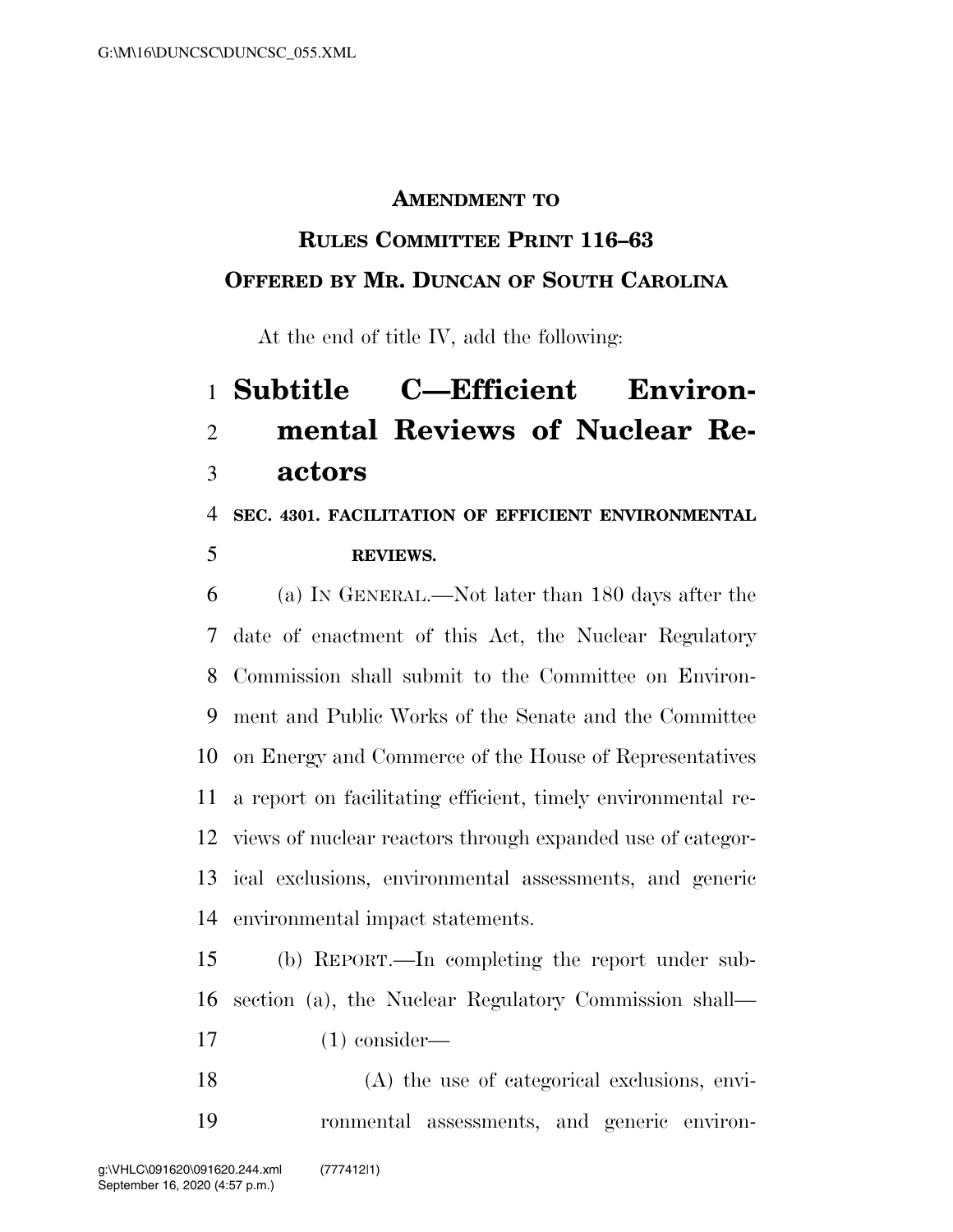**AMENDMENT TO**

**RULES COMMITTEE PRINT 116–63**

**OFFERED BY MR. DUNCAN OF SOUTH CAROLINA**

At the end of title IV, add the following:

# Subtitle C—Efficient Environmental Reviews of Nuclear Reactors

**SEC. 4301. FACILITATION OF EFFICIENT ENVIRONMENTAL REVIEWS.**

(a) IN GENERAL.—Not later than 180 days after the date of enactment of this Act, the Nuclear Regulatory Commission shall submit to the Committee on Environment and Public Works of the Senate and the Committee on Energy and Commerce of the House of Representatives a report on facilitating efficient, timely environmental reviews of nuclear reactors through expanded use of categorical exclusions, environmental assessments, and generic environmental impact statements.

(b) REPORT.—In completing the report under subsection (a), the Nuclear Regulatory Commission shall—

(1) consider—

(A) the use of categorical exclusions, environmental assessments, and generic environ-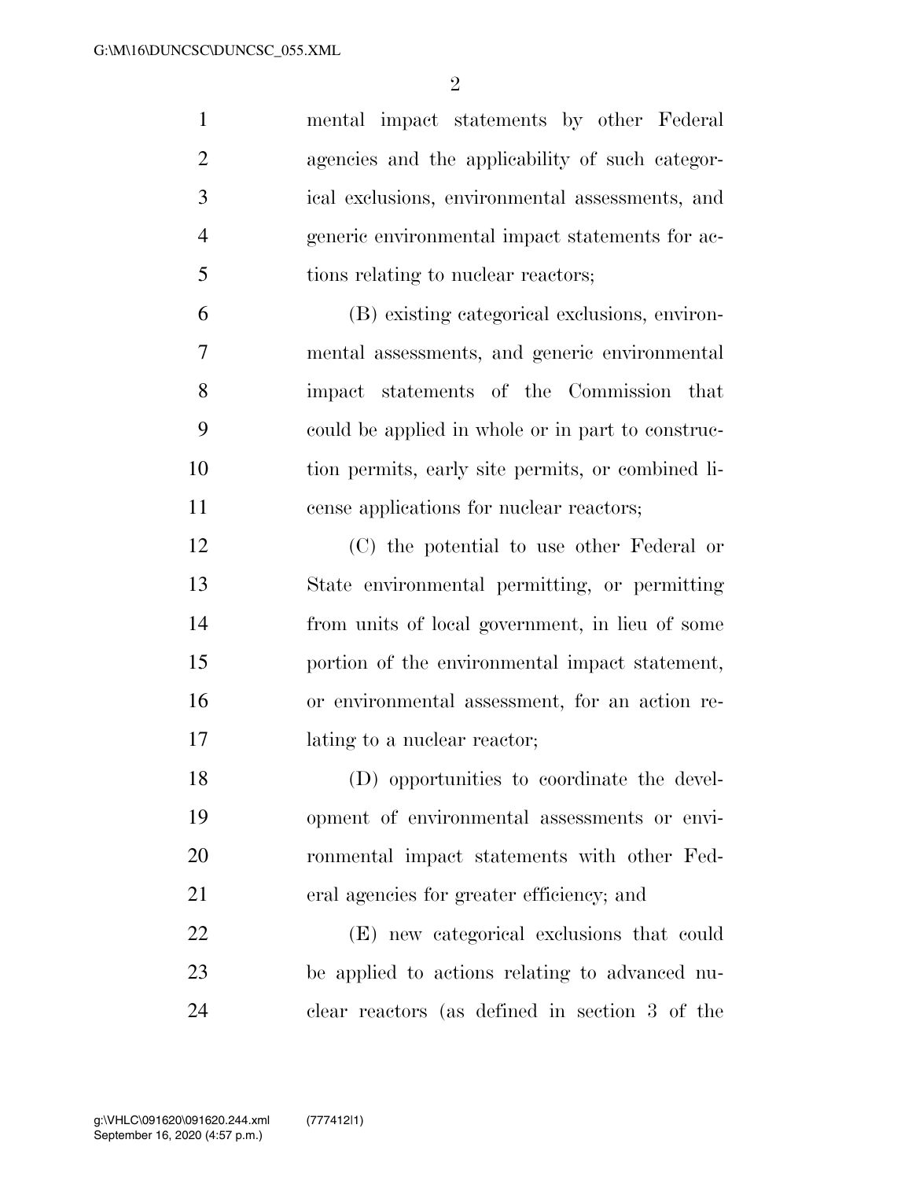mental impact statements by other Federal agencies and the applicability of such categorical exclusions, environmental assessments, and generic environmental impact statements for actions relating to nuclear reactors;

(B) existing categorical exclusions, environmental assessments, and generic environmental impact statements of the Commission that could be applied in whole or in part to construction permits, early site permits, or combined license applications for nuclear reactors;

(C) the potential to use other Federal or State environmental permitting, or permitting from units of local government, in lieu of some portion of the environmental impact statement, or environmental assessment, for an action relating to a nuclear reactor;

(D) opportunities to coordinate the development of environmental assessments or environmental impact statements with other Federal agencies for greater efficiency; and

(E) new categorical exclusions that could be applied to actions relating to advanced nuclear reactors (as defined in section 3 of the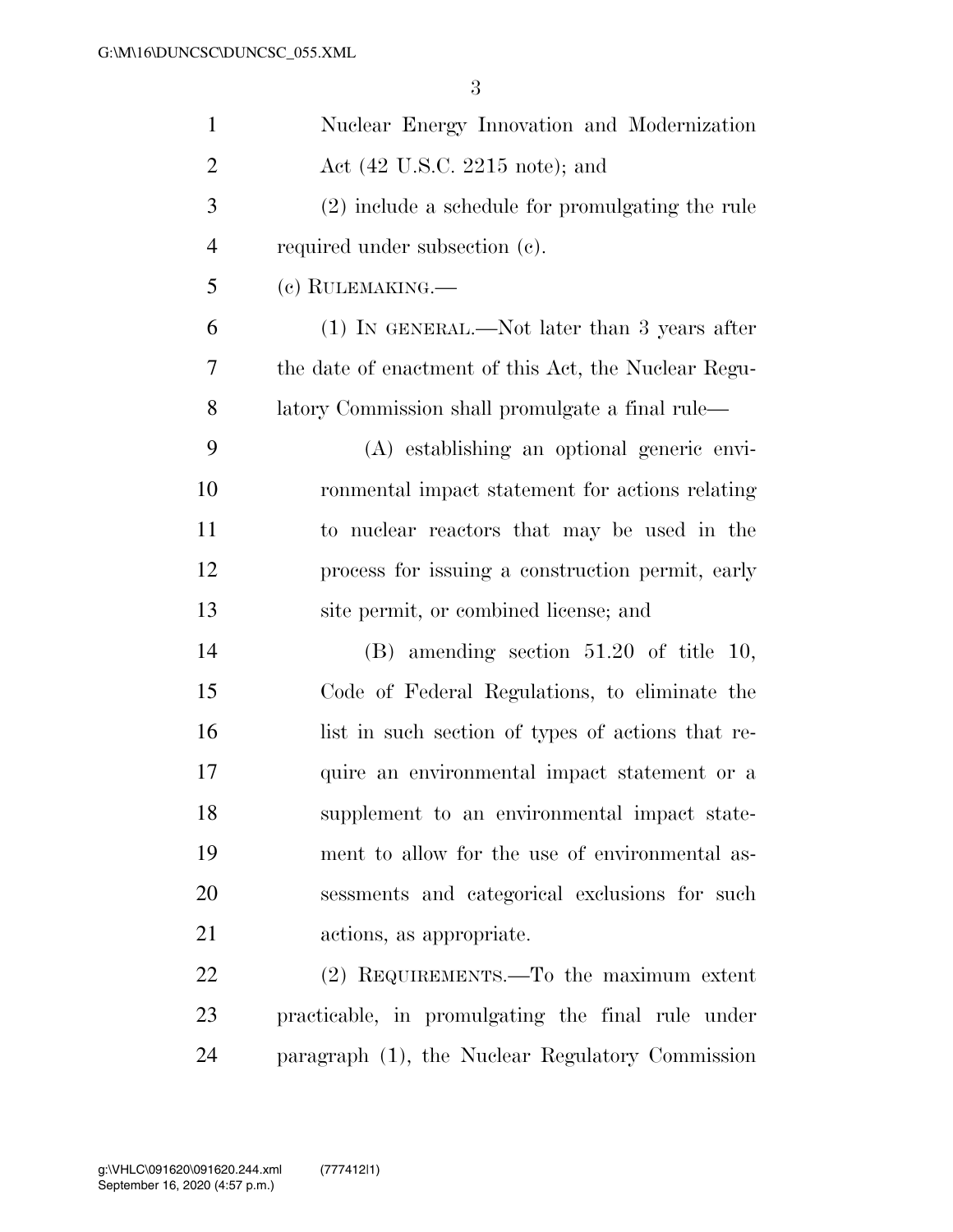Nuclear Energy Innovation and Modernization Act (42 U.S.C. 2215 note); and

(2) include a schedule for promulgating the rule required under subsection (c).

(c) RULEMAKING.—

(1) IN GENERAL.—Not later than 3 years after the date of enactment of this Act, the Nuclear Regulatory Commission shall promulgate a final rule—

(A) establishing an optional generic environmental impact statement for actions relating to nuclear reactors that may be used in the process for issuing a construction permit, early site permit, or combined license; and

(B) amending section 51.20 of title 10, Code of Federal Regulations, to eliminate the list in such section of types of actions that require an environmental impact statement or a supplement to an environmental impact statement to allow for the use of environmental assessments and categorical exclusions for such actions, as appropriate.

(2) REQUIREMENTS.—To the maximum extent practicable, in promulgating the final rule under paragraph (1), the Nuclear Regulatory Commission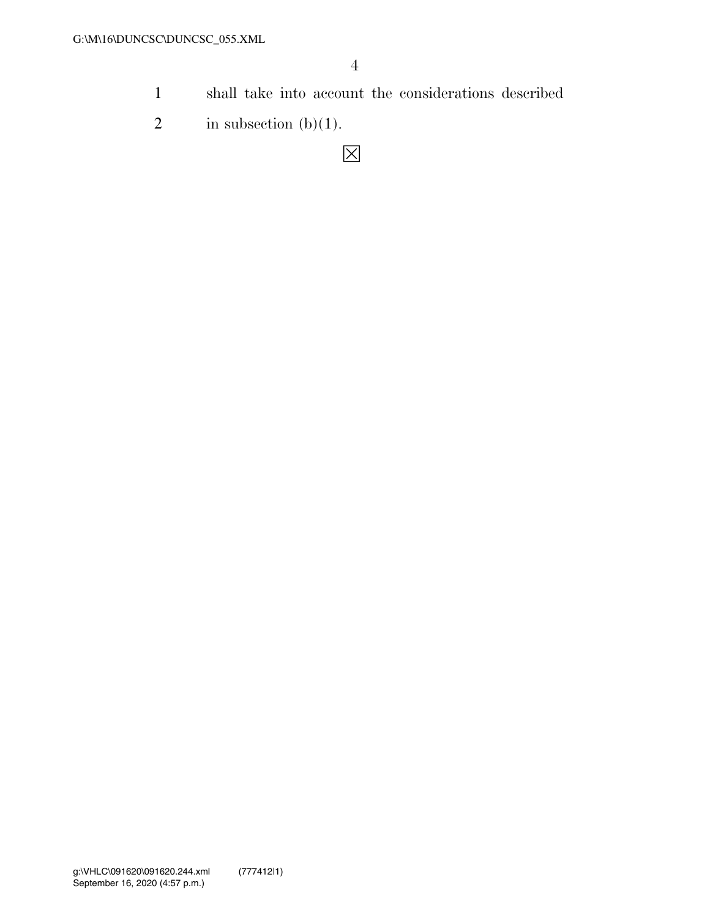shall take into account the considerations described in subsection (b)(1).